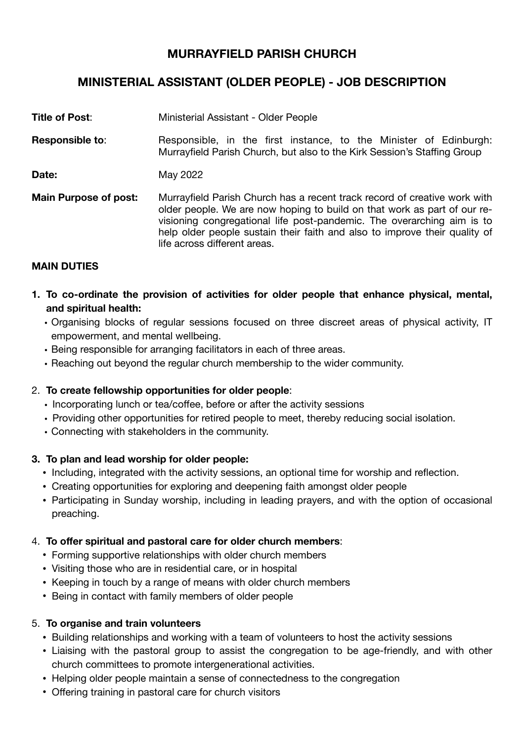# MURRAYFIELD PARISH CHURCH

## MINISTERIAL ASSISTANT (OLDER PEOPLE) - JOB DESCRIPTION

**Title of Post**: Ministerial Assistant - Older People

**Responsible to**: Responsible, in the first instance, to the Minister of Edinburgh: Murrayfield Parish Church, but also to the Kirk Session's Staffing Group

**Date:** May 2022

**Main Purpose of post:** Murrayfield Parish Church has a recent track record of creative work with older people. We are now hoping to build on that work as part of our re-visioning congregational life post-pandemic. The overarching aim is to help older people sustain their faith and also to improve their quality of life across different areas.

**MAIN DUTIES**

1. **To co-ordinate the provision of activities for older people that enhance physical, mental, and spiritual health:**
   - Organising blocks of regular sessions focused on three discreet areas of physical activity, IT empowerment, and mental wellbeing.
   - Being responsible for arranging facilitators in each of three areas.
   - Reaching out beyond the regular church membership to the wider community.

2. **To create fellowship opportunities for older people**:
   - Incorporating lunch or tea/coffee, before or after the activity sessions
   - Providing other opportunities for retired people to meet, thereby reducing social isolation.
   - Connecting with stakeholders in the community.

3. **To plan and lead worship for older people:**
   - Including, integrated with the activity sessions, an optional time for worship and reflection.
   - Creating opportunities for exploring and deepening faith amongst older people
   - Participating in Sunday worship, including in leading prayers, and with the option of occasional preaching.

4. **To offer spiritual and pastoral care for older church members**:
   - Forming supportive relationships with older church members
   - Visiting those who are in residential care, or in hospital
   - Keeping in touch by a range of means with older church members
   - Being in contact with family members of older people

5. **To organise and train volunteers**
   - Building relationships and working with a team of volunteers to host the activity sessions
   - Liaising with the pastoral group to assist the congregation to be age-friendly, and with other church committees to promote intergenerational activities.
   - Helping older people maintain a sense of connectedness to the congregation
   - Offering training in pastoral care for church visitors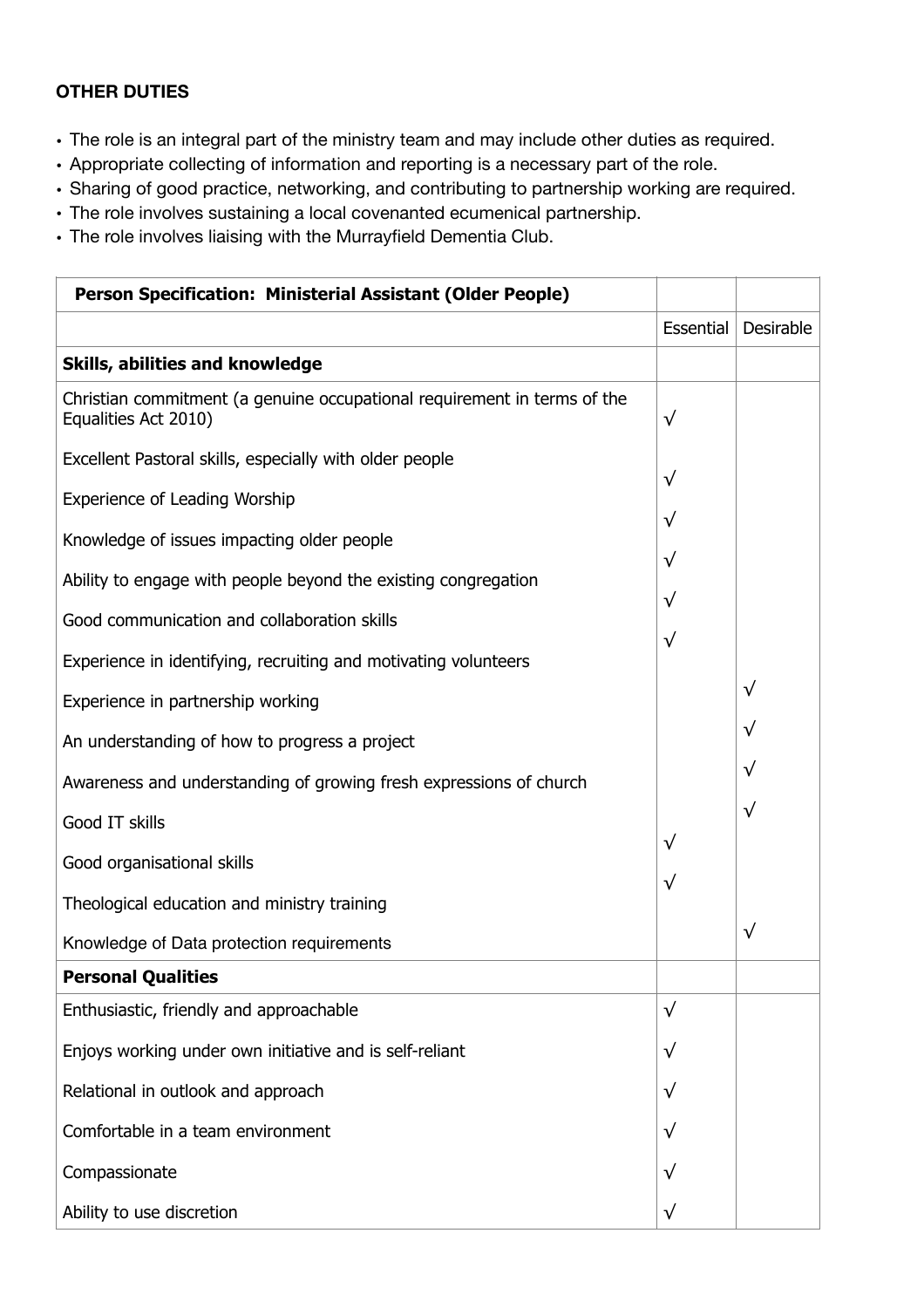**OTHER DUTIES**

- The role is an integral part of the ministry team and may include other duties as required.
- Appropriate collecting of information and reporting is a necessary part of the role.
- Sharing of good practice, networking, and contributing to partnership working are required.
- The role involves sustaining a local covenanted ecumenical partnership.
- The role involves liaising with the Murrayfield Dementia Club.

| **Person Specification: Ministerial Assistant (Older People)** | | |
|---|---|---|
| | Essential | Desirable |
| **Skills, abilities and knowledge** | | |
| Christian commitment (a genuine occupational requirement in terms of the Equalities Act 2010) | √ | |
| Excellent Pastoral skills, especially with older people | √ | |
| Experience of Leading Worship | √ | |
| Knowledge of issues impacting older people | √ | |
| Ability to engage with people beyond the existing congregation | √ | |
| Good communication and collaboration skills | √ | |
| Experience in identifying, recruiting and motivating volunteers | | √ |
| Experience in partnership working | | √ |
| An understanding of how to progress a project | | √ |
| Awareness and understanding of growing fresh expressions of church | | √ |
| Good IT skills | √ | |
| Good organisational skills | √ | |
| Theological education and ministry training | | √ |
| Knowledge of Data protection requirements | | |
| **Personal Qualities** | | |
| Enthusiastic, friendly and approachable | √ | |
| Enjoys working under own initiative and is self-reliant | √ | |
| Relational in outlook and approach | √ | |
| Comfortable in a team environment | √ | |
| Compassionate | √ | |
| Ability to use discretion | √ | |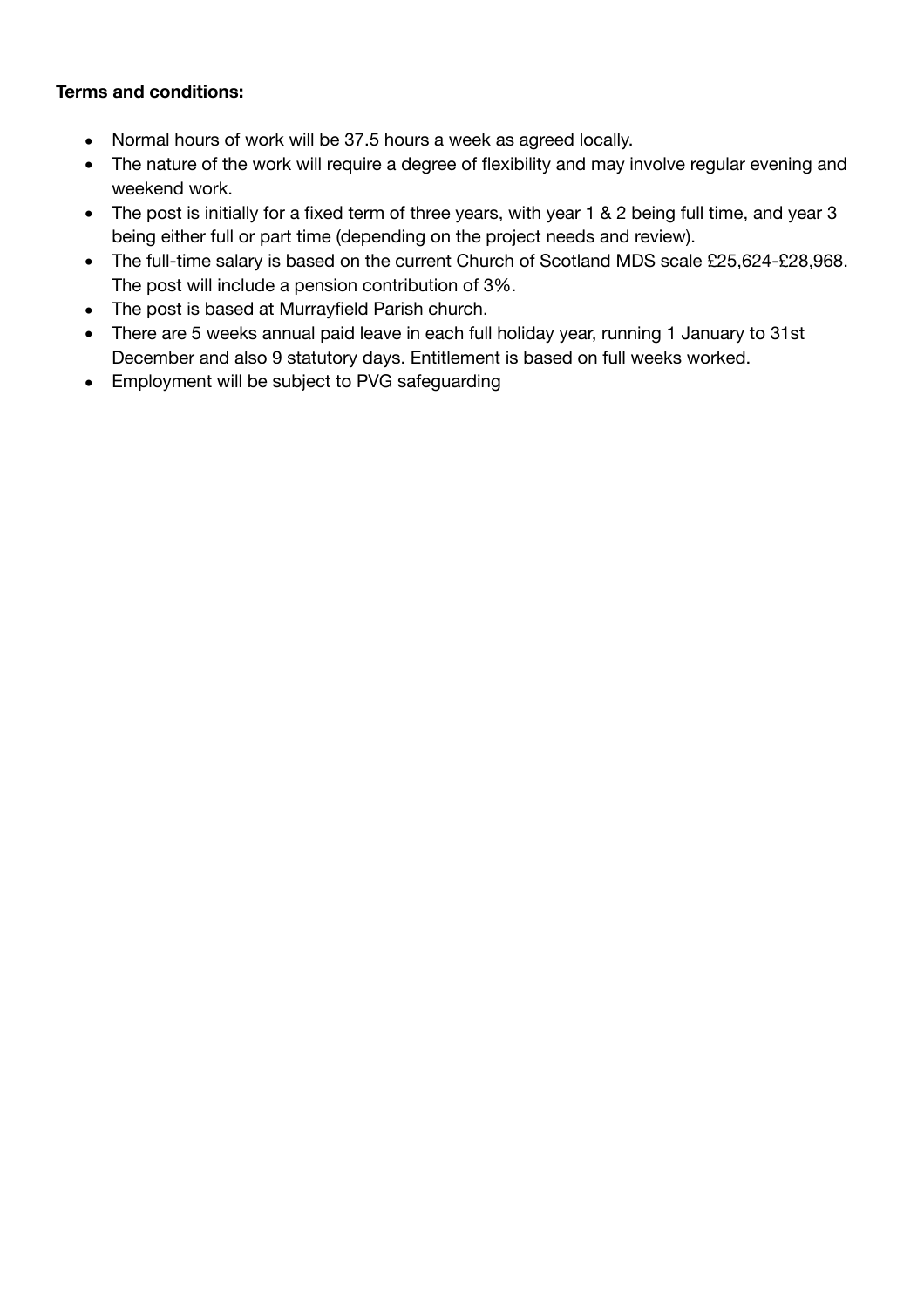**Terms and conditions:**

- Normal hours of work will be 37.5 hours a week as agreed locally.
- The nature of the work will require a degree of flexibility and may involve regular evening and weekend work.
- The post is initially for a fixed term of three years, with year 1 & 2 being full time, and year 3 being either full or part time (depending on the project needs and review).
- The full-time salary is based on the current Church of Scotland MDS scale £25,624-£28,968. The post will include a pension contribution of 3%.
- The post is based at Murrayfield Parish church.
- There are 5 weeks annual paid leave in each full holiday year, running 1 January to 31st December and also 9 statutory days. Entitlement is based on full weeks worked.
- Employment will be subject to PVG safeguarding